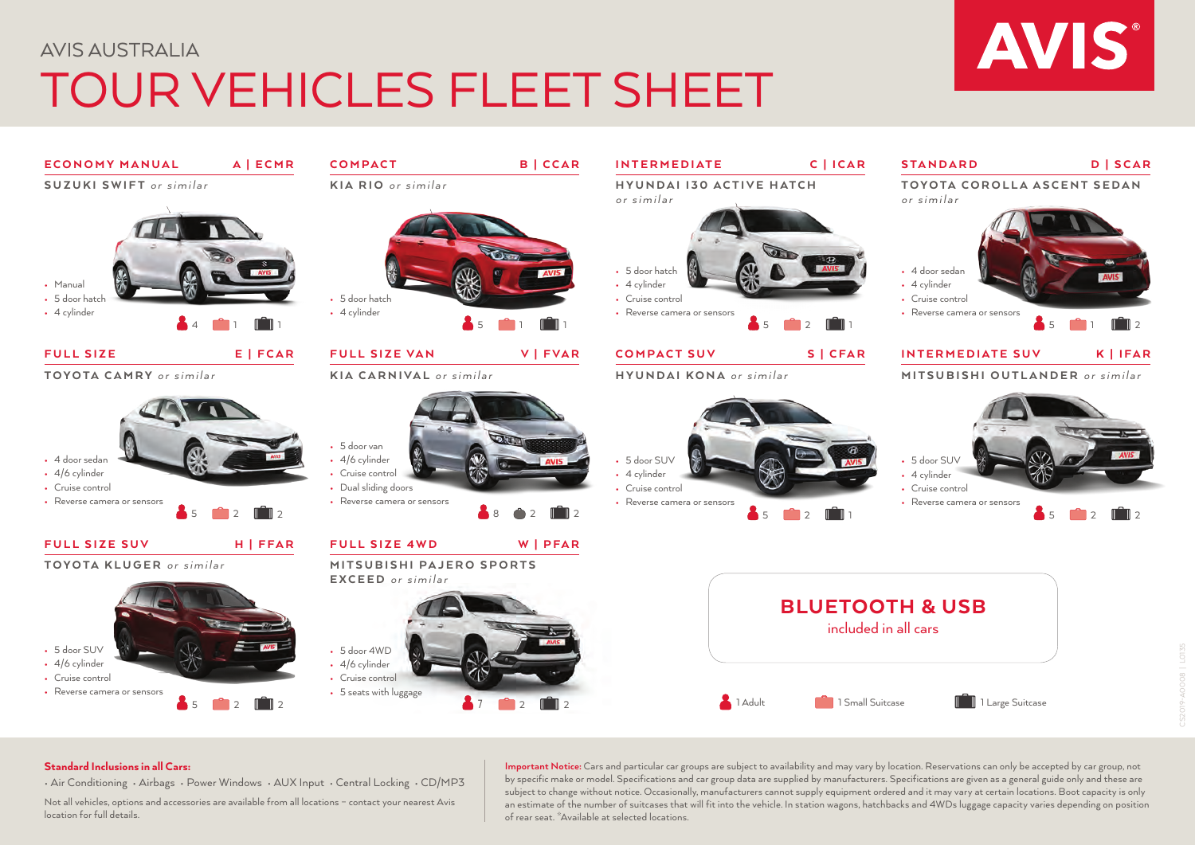AVIS AUSTRALIA

# TOUR VEHICLES FLEET SHEET

AVIS®

### ECONOMY MANUAL — A | ECMR

**SUZUKI SWIFT** *or similar*

- Manual
- 5 door hatch
- 4 cylinder

4 · 1 · 1

### COMPACT — B | CCAR

**KIA RIO** *or similar*

- 5 door hatch
- 4 cylinder

5 · 1 · 1

### INTERMEDIATE — C | ICAR

**HYUNDAI I30 ACTIVE HATCH** *or similar*

- 5 door hatch
- 4 cylinder
- Cruise control
- Reverse camera or sensors

5 · 2 · 1

### STANDARD — D | SCAR

**TOYOTA COROLLA ASCENT SEDAN** *or similar*

- 4 door sedan
- 4 cylinder
- Cruise control
- Reverse camera or sensors

5 · 1 · 2

### FULL SIZE — E | FCAR

**TOYOTA CAMRY** *or similar*

- 4 door sedan
- 4/6 cylinder
- Cruise control
- Reverse camera or sensors

5 · 2 · 2

### FULL SIZE VAN — V | FVAR

**KIA CARNIVAL** *or similar*

- 5 door van
- 4/6 cylinder
- Cruise control
- Dual sliding doors
- Reverse camera or sensors

8 · 2 · 2

### COMPACT SUV — S | CFAR

**HYUNDAI KONA** *or similar*

- 5 door SUV
- 4 cylinder
- Cruise control
- Reverse camera or sensors

5 · 2 · 1

### INTERMEDIATE SUV — K | IFAR

**MITSUBISHI OUTLANDER** *or similar*

- 5 door SUV
- 4 cylinder
- Cruise control
- Reverse camera or sensors

5 · 2 · 2

### FULL SIZE SUV — H | FFAR

**TOYOTA KLUGER** *or similar*

- 5 door SUV
- 4/6 cylinder
- Cruise control
- Reverse camera or sensors

5 · 2 · 2

### FULL SIZE 4WD — W | PFAR

**MITSUBISHI PAJERO SPORTS EXCEED** *or similar*

- 5 door 4WD
- 4/6 cylinder
- Cruise control
- 5 seats with luggage

7 · 2 · 2

**BLUETOOTH & USB**
included in all cars

1 Adult · 1 Small Suitcase · 1 Large Suitcase

**Standard Inclusions in all Cars:**

• Air Conditioning • Airbags • Power Windows • AUX Input • Central Locking • CD/MP3

Not all vehicles, options and accessories are available from all locations – contact your nearest Avis location for full details.

**Important Notice:** Cars and particular car groups are subject to availability and may vary by location. Reservations can only be accepted by car group, not by specific make or model. Specifications and car group data are supplied by manufacturers. Specifications are given as a general guide only and these are subject to change without notice. Occasionally, manufacturers cannot supply equipment ordered and it may vary at certain locations. Boot capacity is only an estimate of the number of suitcases that will fit into the vehicle. In station wagons, hatchbacks and 4WDs luggage capacity varies depending on position of rear seat. ^Available at selected locations.

CS2019-AOO08 | LO135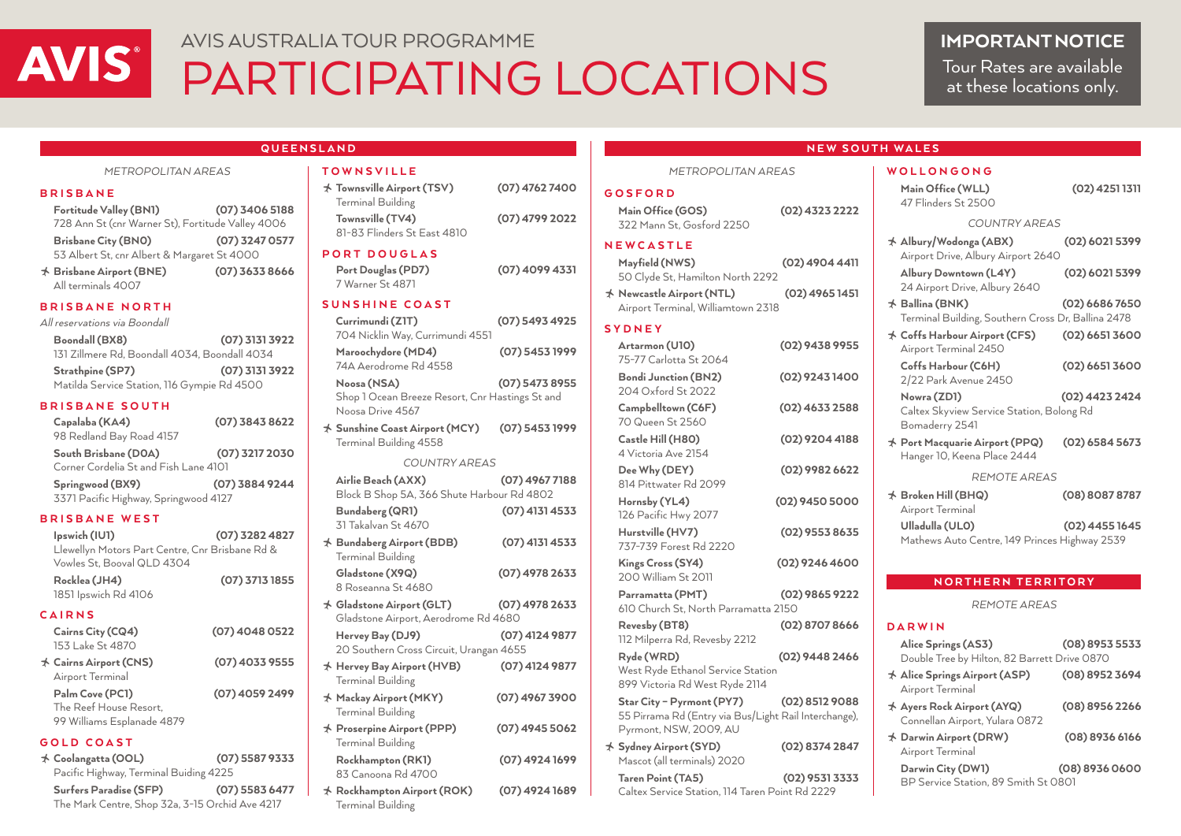# AVIS

AVIS AUSTRALIA TOUR PROGRAMME

# PARTICIPATING LOCATIONS

**IMPORTANT NOTICE**
Tour Rates are available at these locations only.

## QUEENSLAND

*METROPOLITAN AREAS*

### BRISBANE

**Fortitude Valley (BN1)** **(07) 3406 5188**
728 Ann St (cnr Warner St), Fortitude Valley 4006

**Brisbane City (BN0)** **(07) 3247 0577**
53 Albert St, cnr Albert & Margaret St 4000

✈ **Brisbane Airport (BNE)** **(07) 3633 8666**
All terminals 4007

### BRISBANE NORTH

*All reservations via Boondall*

**Boondall (BX8)** **(07) 3131 3922**
131 Zillmere Rd, Boondall 4034, Boondall 4034

**Strathpine (SP7)** **(07) 3131 3922**
Matilda Service Station, 116 Gympie Rd 4500

### BRISBANE SOUTH

**Capalaba (KA4)** **(07) 3843 8622**
98 Redland Bay Road 4157

**South Brisbane (D0A)** **(07) 3217 2030**
Corner Cordelia St and Fish Lane 4101

**Springwood (BX9)** **(07) 3884 9244**
3371 Pacific Highway, Springwood 4127

### BRISBANE WEST

**Ipswich (IU1)** **(07) 3282 4827**
Llewellyn Motors Part Centre, Cnr Brisbane Rd & Vowles St, Booval QLD 4304

**Rocklea (JH4)** **(07) 3713 1855**
1851 Ipswich Rd 4106

### CAIRNS

**Cairns City (CQ4)** **(07) 4048 0522**
153 Lake St 4870

✈ **Cairns Airport (CNS)** **(07) 4033 9555**
Airport Terminal

**Palm Cove (PC1)** **(07) 4059 2499**
The Reef House Resort, 99 Williams Esplanade 4879

### GOLD COAST

✈ **Coolangatta (OOL)** **(07) 5587 9333**
Pacific Highway, Terminal Buiding 4225

**Surfers Paradise (SFP)** **(07) 5583 6477**
The Mark Centre, Shop 32a, 3-15 Orchid Ave 4217

### TOWNSVILLE

✈ **Townsville Airport (TSV)** **(07) 4762 7400**
Terminal Building

**Townsville (TV4)** **(07) 4799 2022**
81-83 Flinders St East 4810

### PORT DOUGLAS

**Port Douglas (PD7)** **(07) 4099 4331**
7 Warner St 4871

### SUNSHINE COAST

**Currimundi (Z1T)** **(07) 5493 4925**
704 Nicklin Way, Currimundi 4551

**Maroochydore (MD4)** **(07) 5453 1999**
74A Aerodrome Rd 4558

**Noosa (NSA)** **(07) 5473 8955**
Shop 1 Ocean Breeze Resort, Cnr Hastings St and Noosa Drive 4567

✈ **Sunshine Coast Airport (MCY)** **(07) 5453 1999**
Terminal Building 4558

*COUNTRY AREAS*

**Airlie Beach (AXX)** **(07) 4967 7188**
Block B Shop 5A, 366 Shute Harbour Rd 4802

**Bundaberg (QR1)** **(07) 4131 4533**
31 Takalvan St 4670

✈ **Bundaberg Airport (BDB)** **(07) 4131 4533**
Terminal Building

**Gladstone (X9Q)** **(07) 4978 2633**
8 Roseanna St 4680

✈ **Gladstone Airport (GLT)** **(07) 4978 2633**
Gladstone Airport, Aerodrome Rd 4680

**Hervey Bay (DJ9)** **(07) 4124 9877**
20 Southern Cross Circuit, Urangan 4655

✈ **Hervey Bay Airport (HVB)** **(07) 4124 9877**
Terminal Building

✈ **Mackay Airport (MKY)** **(07) 4967 3900**
Terminal Building

✈ **Proserpine Airport (PPP)** **(07) 4945 5062**
Terminal Building

**Rockhampton (RK1)** **(07) 4924 1699**
83 Canoona Rd 4700

✈ **Rockhampton Airport (ROK)** **(07) 4924 1689**
Terminal Building

## NEW SOUTH WALES

*METROPOLITAN AREAS*

### GOSFORD

**Main Office (GOS)** **(02) 4323 2222**
322 Mann St, Gosford 2250

### NEWCASTLE

**Mayfield (NWS)** **(02) 4904 4411**
50 Clyde St, Hamilton North 2292

✈ **Newcastle Airport (NTL)** **(02) 4965 1451**
Airport Terminal, Williamtown 2318

### SYDNEY

**Artarmon (U10)** **(02) 9438 9955**
75-77 Carlotta St 2064

**Bondi Junction (BN2)** **(02) 9243 1400**
204 Oxford St 2022

**Campbelltown (C6F)** **(02) 4633 2588**
70 Queen St 2560

**Castle Hill (H80)** **(02) 9204 4188**
4 Victoria Ave 2154

**Dee Why (DEY)** **(02) 9982 6622**
814 Pittwater Rd 2099

**Hornsby (YL4)** **(02) 9450 5000**
126 Pacific Hwy 2077

**Hurstville (HV7)** **(02) 9553 8635**
737-739 Forest Rd 2220

**Kings Cross (SY4)** **(02) 9246 4600**
200 William St 2011

**Parramatta (PMT)** **(02) 9865 9222**
610 Church St, North Parramatta 2150

**Revesby (BT8)** **(02) 8707 8666**
112 Milperra Rd, Revesby 2212

**Ryde (WRD)** **(02) 9448 2466**
West Ryde Ethanol Service Station 899 Victoria Rd West Ryde 2114

**Star City – Pyrmont (PY7)** **(02) 8512 9088**
55 Pirrama Rd (Entry via Bus/Light Rail Interchange), Pyrmont, NSW, 2009, AU

✈ **Sydney Airport (SYD)** **(02) 8374 2847**
Mascot (all terminals) 2020

**Taren Point (TA5)** **(02) 9531 3333**
Caltex Service Station, 114 Taren Point Rd 2229

### WOLLONGONG

**Main Office (WLL)** **(02) 4251 1311**
47 Flinders St 2500

*COUNTRY AREAS*

✈ **Albury/Wodonga (ABX)** **(02) 6021 5399**
Airport Drive, Albury Airport 2640

**Albury Downtown (L4Y)** **(02) 6021 5399**
24 Airport Drive, Albury 2640

✈ **Ballina (BNK)** **(02) 6686 7650**
Terminal Building, Southern Cross Dr, Ballina 2478

✈ **Coffs Harbour Airport (CFS)** **(02) 6651 3600**
Airport Terminal 2450

**Coffs Harbour (C6H)** **(02) 6651 3600**
2/22 Park Avenue 2450

**Nowra (ZD1)** **(02) 4423 2424**
Caltex Skyview Service Station, Bolong Rd Bomaderry 2541

✈ **Port Macquarie Airport (PPQ)** **(02) 6584 5673**
Hanger 10, Keena Place 2444

*REMOTE AREAS*

✈ **Broken Hill (BHQ)** **(08) 8087 8787**
Airport Terminal

**Ulladulla (ULO)** **(02) 4455 1645**
Mathews Auto Centre, 149 Princes Highway 2539

## NORTHERN TERRITORY

*REMOTE AREAS*

### DARWIN

**Alice Springs (AS3)** **(08) 8953 5533**
Double Tree by Hilton, 82 Barrett Drive 0870

✈ **Alice Springs Airport (ASP)** **(08) 8952 3694**
Airport Terminal

✈ **Ayers Rock Airport (AYQ)** **(08) 8956 2266**
Connellan Airport, Yulara 0872

✈ **Darwin Airport (DRW)** **(08) 8936 6166**
Airport Terminal

**Darwin City (DW1)** **(08) 8936 0600**
BP Service Station, 89 Smith St 0801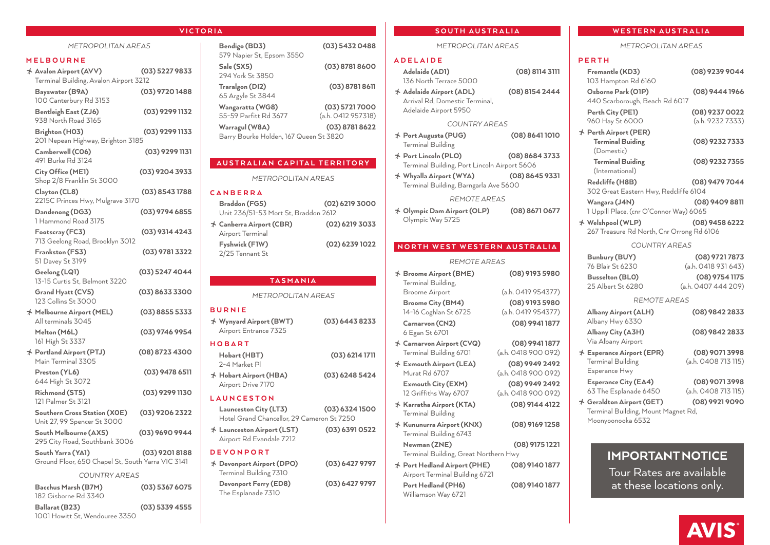## VICTORIA

*METROPOLITAN AREAS*

### MELBOURNE

- ✈ **Avalon Airport (AVV)** **(03) 5227 9833**
  Terminal Building, Avalon Airport 3212
- **Bayswater (B9A)** **(03) 9720 1488**
  100 Canterbury Rd 3153
- **Bentleigh East (ZJ6)** **(03) 9299 1132**
  938 North Road 3165
- **Brighton (HO3)** **(03) 9299 1133**
  201 Nepean Highway, Brighton 3185
- **Camberwell (CO6)** **(03) 9299 1131**
  491 Burke Rd 3124
- **City Office (ME1)** **(03) 9204 3933**
  Shop 2/8 Franklin St 3000
- **Clayton (CL8)** **(03) 8543 1788**
  2215C Princes Hwy, Mulgrave 3170
- **Dandenong (DG3)** **(03) 9794 6855**
  1 Hammond Road 3175
- **Footscray (FC3)** **(03) 9314 4243**
  713 Geelong Road, Brooklyn 3012
- **Frankston (FS3)** **(03) 9781 3322**
  51 Davey St 3199
- **Geelong (LQ1)** **(03) 5247 4044**
  13-15 Curtis St, Belmont 3220
- **Grand Hyatt (CV5)** **(03) 8633 3300**
  123 Collins St 3000
- ✈ **Melbourne Airport (MEL)** **(03) 8855 5333**
  All terminals 3045
- **Melton (M6L)** **(03) 9746 9954**
  161 High St 3337
- ✈ **Portland Airport (PTJ)** **(08) 8723 4300**
  Main Terminal 3305
- **Preston (YL6)** **(03) 9478 6511**
  644 High St 3072
- **Richmond (ST5)** **(03) 9299 1130**
  121 Palmer St 3121
- **Southern Cross Station (XOE)** **(03) 9206 2322**
  Unit 27, 99 Spencer St 3000
- **South Melbourne (AX5)** **(03) 9690 9944**
  295 City Road, Southbank 3006
- **South Yarra (YA1)** **(03) 9201 8188**
  Ground Floor, 60 Chapel St, South Yarra VIC 3141

*COUNTRY AREAS*

- **Bacchus Marsh (B7M)** **(03) 5367 6075**
  182 Gisborne Rd 3340
- **Ballarat (B23)** **(03) 5339 4555**
  1001 Howitt St, Wendouree 3350
- **Bendigo (BD3)** **(03) 5432 0488**
  579 Napier St, Epsom 3550
- **Sale (SX5)** **(03) 8781 8600**
  294 York St 3850
- **Traralgon (DI2)** **(03) 8781 8611**
  65 Argyle St 3844
- **Wangaratta (WG8)** **(03) 5721 7000**
  55-59 Parfitt Rd 3677 (a.h. 0412 957318)
- **Warragul (W8A)** **(03) 8781 8622**
  Barry Bourke Holden, 167 Queen St 3820

## AUSTRALIAN CAPITAL TERRITORY

*METROPOLITAN AREAS*

### CANBERRA

- **Braddon (FG5)** **(02) 6219 3000**
  Unit 236/51-53 Mort St, Braddon 2612
- ✈ **Canberra Airport (CBR)** **(02) 6219 3033**
  Airport Terminal
- **Fyshwick (F1W)** **(02) 6239 1022**
  2/25 Tennant St

## TASMANIA

*METROPOLITAN AREAS*

### BURNIE

- ✈ **Wynyard Airport (BWT)** **(03) 6443 8233**
  Airport Entrance 7325

### HOBART

- **Hobart (HBT)** **(03) 6214 1711**
  2-4 Market Pl
- ✈ **Hobart Airport (HBA)** **(03) 6248 5424**
  Airport Drive 7170

### LAUNCESTON

- **Launceston City (LT3)** **(03) 6324 1500**
  Hotel Grand Chancellor, 29 Cameron St 7250
- ✈ **Launceston Airport (LST)** **(03) 6391 0522**
  Airport Rd Evandale 7212

### DEVONPORT

- ✈ **Devonport Airport (DPO)** **(03) 6427 9797**
  Terminal Building 7310
- **Devonport Ferry (ED8)** **(03) 6427 9797**
  The Esplanade 7310

## SOUTH AUSTRALIA

*METROPOLITAN AREAS*

### ADELAIDE

- **Adelaide (AD1)** **(08) 8114 3111**
  136 North Terrace 5000
- ✈ **Adelaide Airport (ADL)** **(08) 8154 2444**
  Arrival Rd, Domestic Terminal, Adelaide Airport 5950

*COUNTRY AREAS*

- ✈ **Port Augusta (PUG)** **(08) 8641 1010**
  Terminal Building
- ✈ **Port Lincoln (PLO)** **(08) 8684 3733**
  Terminal Building, Port Lincoln Airport 5606
- ✈ **Whyalla Airport (WYA)** **(08) 8645 9331**
  Terminal Building, Barngarla Ave 5600

*REMOTE AREAS*

- ✈ **Olympic Dam Airport (OLP)** **(08) 8671 0677**
  Olympic Way 5725

## NORTH WEST WESTERN AUSTRALIA

*REMOTE AREAS*

- ✈ **Broome Airport (BME)** **(08) 9193 5980**
  Terminal Building, Broome Airport (a.h. 0419 954377)
- **Broome City (BM4)** **(08) 9193 5980**
  14-16 Coghlan St 6725 (a.h. 0419 954377)
- **Carnarvon (CN2)** **(08) 9941 1877**
  6 Egan St 6701
- ✈ **Carnarvon Airport (CVQ)** **(08) 9941 1877**
  Terminal Building 6701 (a.h. 0418 900 092)
- ✈ **Exmouth Airport (LEA)** **(08) 9949 2492**
  Murat Rd 6707 (a.h. 0418 900 092)
- **Exmouth City (EXM)** **(08) 9949 2492**
  12 Griffiths Way 6707 (a.h. 0418 900 092)
- ✈ **Karratha Airport (KTA)** **(08) 9144 4122**
  Terminal Building
- ✈ **Kununurra Airport (KNX)** **(08) 9169 1258**
  Terminal Building 6743
- **Newman (ZNE)** **(08) 9175 1221**
  Terminal Building, Great Northern Hwy
- ✈ **Port Hedland Airport (PHE)** **(08) 9140 1877**
  Airport Terminal Building 6721
- **Port Hedland (PH6)** **(08) 9140 1877**
  Williamson Way 6721

## WESTERN AUSTRALIA

*METROPOLITAN AREAS*

### PERTH

- **Fremantle (KD3)** **(08) 9239 9044**
  103 Hampton Rd 6160
- **Osborne Park (O1P)** **(08) 9444 1966**
  440 Scarborough, Beach Rd 6017
- **Perth City (PE1)** **(08) 9237 0022**
  960 Hay St 6000 (a.h. 9232 7333)
- ✈ **Perth Airport (PER)**
  - **Terminal Buiding** (Domestic) **(08) 9232 7333**
  - **Terminal Buiding** (International) **(08) 9232 7355**
- **Redcliffe (H8B)** **(08) 9479 7044**
  302 Great Eastern Hwy, Redcliffe 6104
- **Wangara (J4N)** **(08) 9409 8811**
  1 Uppill Place, (cnr O'Connor Way) 6065
- ✈ **Welshpool (WLP)** **(08) 9458 6222**
  267 Treasure Rd North, Cnr Orrong Rd 6106

*COUNTRY AREAS*

- **Bunbury (BUY)** **(08) 9721 7873**
  76 Blair St 6230 (a.h. 0418 931 643)
- **Busselton (BLO)** **(08) 9754 1175**
  25 Albert St 6280 (a.h. 0407 444 209)

*REMOTE AREAS*

- **Albany Airport (ALH)** **(08) 9842 2833**
  Albany Hwy 6330
- **Albany City (A3H)** **(08) 9842 2833**
  Via Albany Airport
- ✈ **Esperance Airport (EPR)** **(08) 9071 3998**
  Terminal Building, Esperance Hwy (a.h. 0408 713 115)
- **Esperance City (EA4)** **(08) 9071 3998**
  63 The Esplanade 6450 (a.h. 0408 713 115)
- ✈ **Geraldton Airport (GET)** **(08) 9921 9090**
  Terminal Building, Mount Magnet Rd, Moonyoonooka 6532

**IMPORTANT NOTICE**

Tour Rates are available at these locations only.

AVIS®